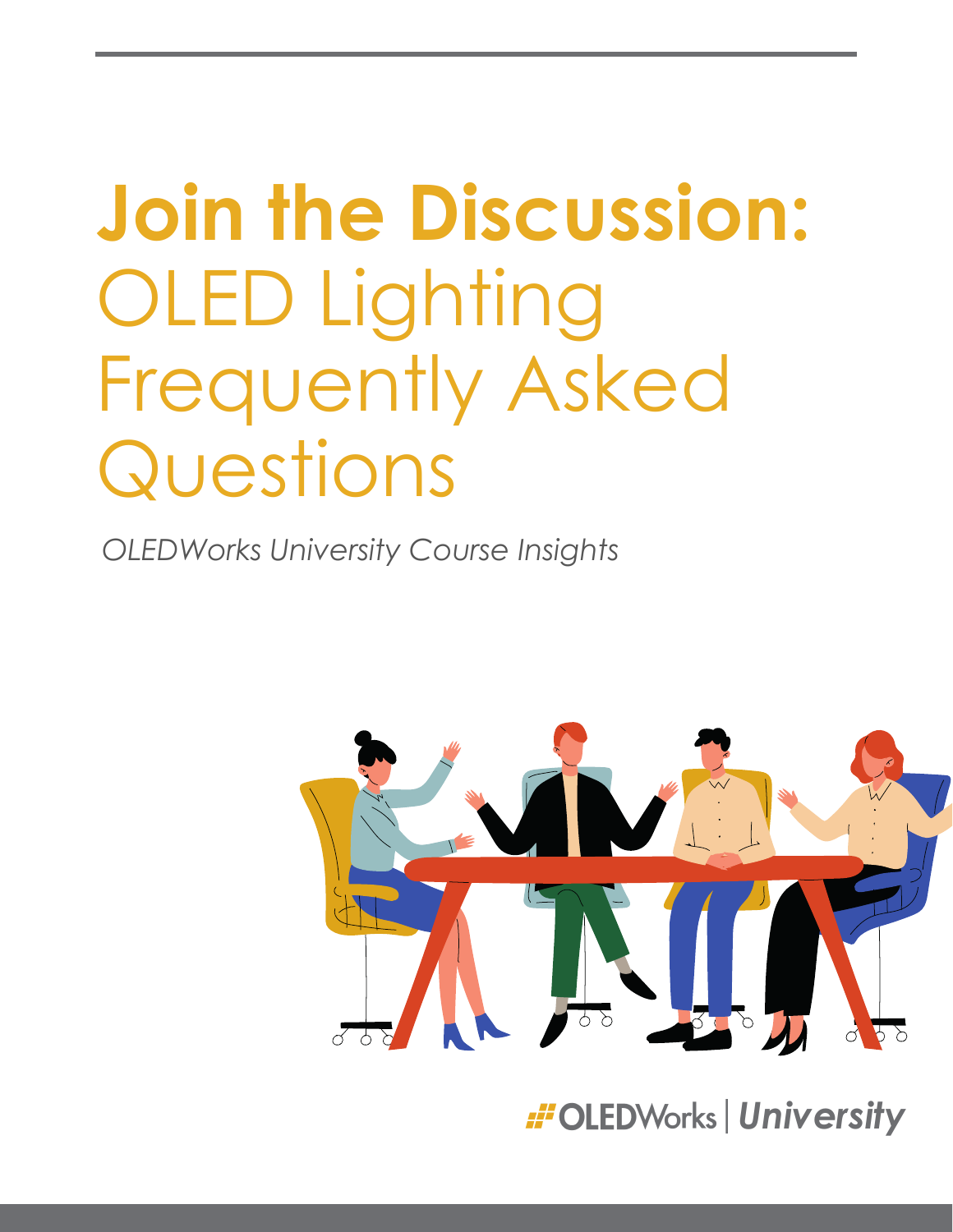# **Join the Discussion:** OLED Lighting Frequently Asked Questions

*OLEDWorks University Course Insights*

OLEDWorks | *University*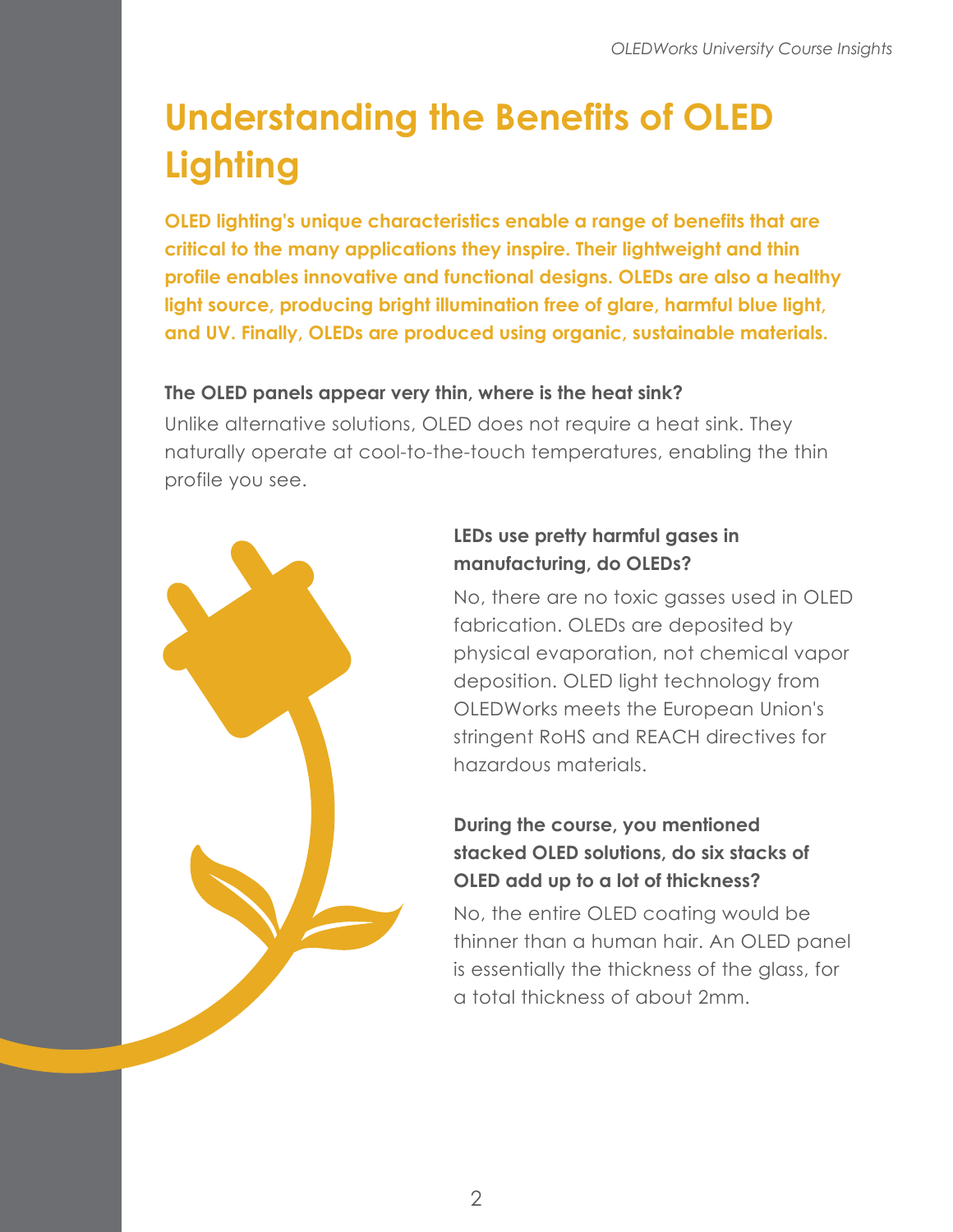# Understanding the Benefits of OLED Lighting

**OLED lighting's unique characteristics enable a range of benefits that are critical to the many applications they inspire. Their lightweight and thin profile enables innovative and functional designs. OLEDs are also a healthy light source, producing bright illumination free of glare, harmful blue light, and UV. Finally, OLEDs are produced using organic, sustainable materials.**

### The OLED panels appear very thin, where is the heat sink?

Unlike alternative solutions, OLED does not require a heat sink. They naturally operate at cool-to-the-touch temperatures, enabling the thin profile you see.

### LEDs use pretty harmful gases in manufacturing, do OLEDs?

No, there are no toxic gasses used in OLED fabrication. OLEDs are deposited by physical evaporation, not chemical vapor deposition. OLED light technology from OLEDWorks meets the European Union's stringent RoHS and REACH directives for hazardous materials.

### During the course, you mentioned stacked OLED solutions, do six stacks of OLED add up to a lot of thickness?

No, the entire OLED coating would be thinner than a human hair. An OLED panel is essentially the thickness of the glass, for a total thickness of about 2mm.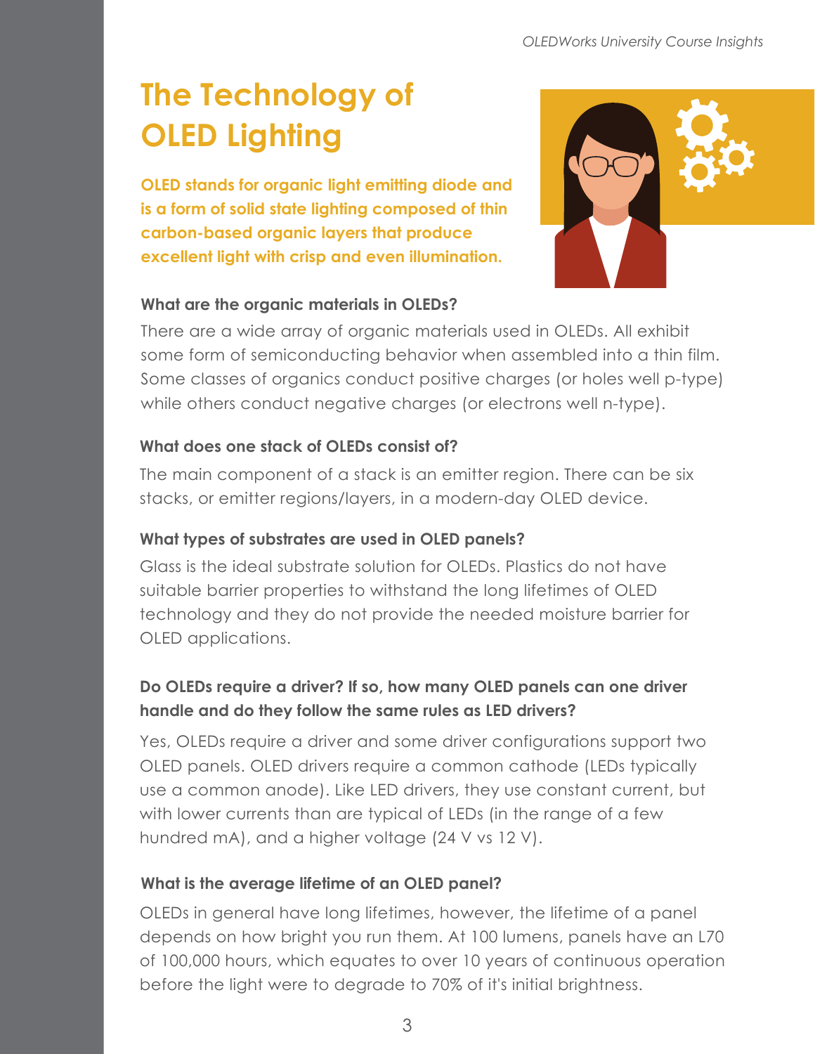# The Technology of OLED Lighting

**OLED stands for organic light emitting diode and is a form of solid state lighting composed of thin carbon-based organic layers that produce excellent light with crisp and even illumination.**

**What are the organic materials in OLEDs?**

There are a wide array of organic materials used in OLEDs. All exhibit some form of semiconducting behavior when assembled into a thin film. Some classes of organics conduct positive charges (or holes well p-type) while others conduct negative charges (or electrons well n-type).

**What does one stack of OLEDs consist of?**

The main component of a stack is an emitter region. There can be six stacks, or emitter regions/layers, in a modern-day OLED device.

**What types of substrates are used in OLED panels?**

Glass is the ideal substrate solution for OLEDs. Plastics do not have suitable barrier properties to withstand the long lifetimes of OLED technology and they do not provide the needed moisture barrier for OLED applications.

**Do OLEDs require a driver? If so, how many OLED panels can one driver handle and do they follow the same rules as LED drivers?**

Yes, OLEDs require a driver and some driver configurations support two OLED panels. OLED drivers require a common cathode (LEDs typically use a common anode). Like LED drivers, they use constant current, but with lower currents than are typical of LEDs (in the range of a few hundred mA), and a higher voltage (24 V vs 12 V).

**What is the average lifetime of an OLED panel?**

OLEDs in general have long lifetimes, however, the lifetime of a panel depends on how bright you run them. At 100 lumens, panels have an L70 of 100,000 hours, which equates to over 10 years of continuous operation before the light were to degrade to 70% of it's initial brightness.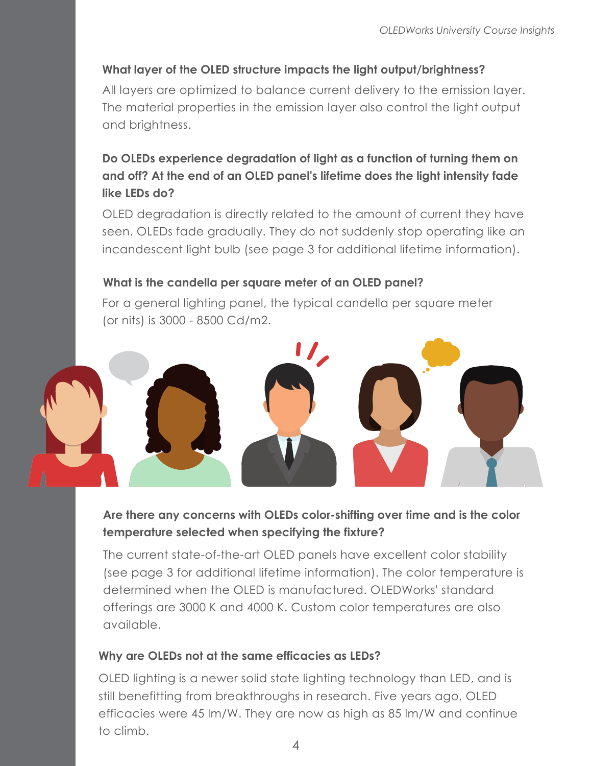### What layer of the OLED structure impacts the light output/brightness?

All layers are optimized to balance current delivery to the emission layer. The material properties in the emission layer also control the light output and brightness.

### Do OLEDs experience degradation of light as a function of turning them on and off? At the end of an OLED panel's lifetime does the light intensity fade like LEDs do?

OLED degradation is directly related to the amount of current they have seen. OLEDs fade gradually. They do not suddenly stop operating like an incandescent light bulb (see page 3 for additional lifetime information).

### What is the candella per square meter of an OLED panel?

For a general lighting panel, the typical candella per square meter (or nits) is 3000 - 8500 Cd/m2.

### Are there any concerns with OLEDs color-shifting over time and is the color temperature selected when specifying the fixture?

The current state-of-the-art OLED panels have excellent color stability (see page 3 for additional lifetime information). The color temperature is determined when the OLED is manufactured. OLEDWorks' standard offerings are 3000 K and 4000 K. Custom color temperatures are also available.

### Why are OLEDs not at the same efficacies as LEDs?

OLED lighting is a newer solid state lighting technology than LED, and is still benefitting from breakthroughs in research. Five years ago, OLED efficacies were 45 lm/W. They are now as high as 85 lm/W and continue to climb.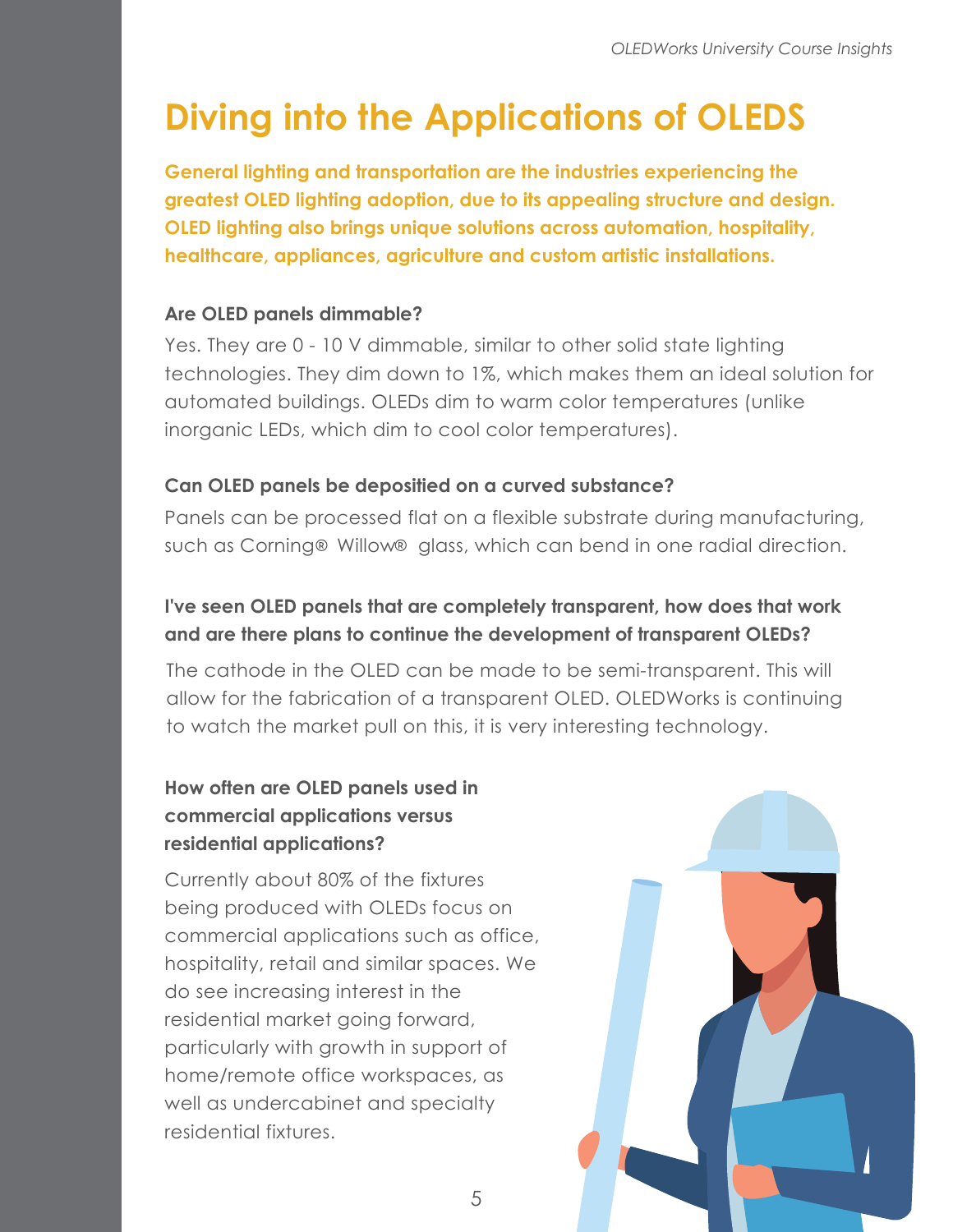# Diving into the Applications of OLEDS

**General lighting and transportation are the industries experiencing the greatest OLED lighting adoption, due to its appealing structure and design. OLED lighting also brings unique solutions across automation, hospitality, healthcare, appliances, agriculture and custom artistic installations.**

### Are OLED panels dimmable?

Yes. They are 0 - 10 V dimmable, similar to other solid state lighting technologies. They dim down to 1%, which makes them an ideal solution for automated buildings. OLEDs dim to warm color temperatures (unlike inorganic LEDs, which dim to cool color temperatures).

### Can OLED panels be depositied on a curved substance?

Panels can be processed flat on a flexible substrate during manufacturing, such as Corning® Willow® glass, which can bend in one radial direction.

### I've seen OLED panels that are completely transparent, how does that work and are there plans to continue the development of transparent OLEDs?

The cathode in the OLED can be made to be semi-transparent. This will allow for the fabrication of a transparent OLED. OLEDWorks is continuing to watch the market pull on this, it is very interesting technology.

### How often are OLED panels used in commercial applications versus residential applications?

Currently about 80% of the fixtures being produced with OLEDs focus on commercial applications such as office, hospitality, retail and similar spaces. We do see increasing interest in the residential market going forward, particularly with growth in support of home/remote office workspaces, as well as undercabinet and specialty residential fixtures.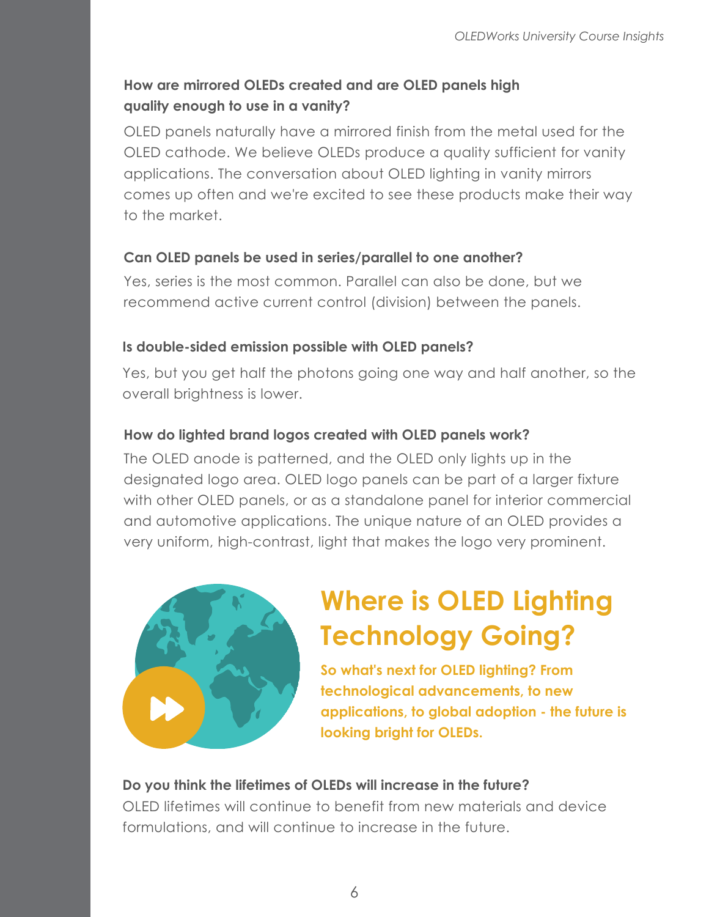**How are mirrored OLEDs created and are OLED panels high quality enough to use in a vanity?**

OLED panels naturally have a mirrored finish from the metal used for the OLED cathode. We believe OLEDs produce a quality sufficient for vanity applications. The conversation about OLED lighting in vanity mirrors comes up often and we're excited to see these products make their way to the market.

**Can OLED panels be used in series/parallel to one another?**

Yes, series is the most common. Parallel can also be done, but we recommend active current control (division) between the panels.

**Is double-sided emission possible with OLED panels?**

Yes, but you get half the photons going one way and half another, so the overall brightness is lower.

**How do lighted brand logos created with OLED panels work?**

The OLED anode is patterned, and the OLED only lights up in the designated logo area. OLED logo panels can be part of a larger fixture with other OLED panels, or as a standalone panel for interior commercial and automotive applications. The unique nature of an OLED provides a very uniform, high-contrast, light that makes the logo very prominent.

# Where is OLED Lighting Technology Going?

**So what's next for OLED lighting? From technological advancements, to new applications, to global adoption - the future is looking bright for OLEDs.**

**Do you think the lifetimes of OLEDs will increase in the future?**

OLED lifetimes will continue to benefit from new materials and device formulations, and will continue to increase in the future.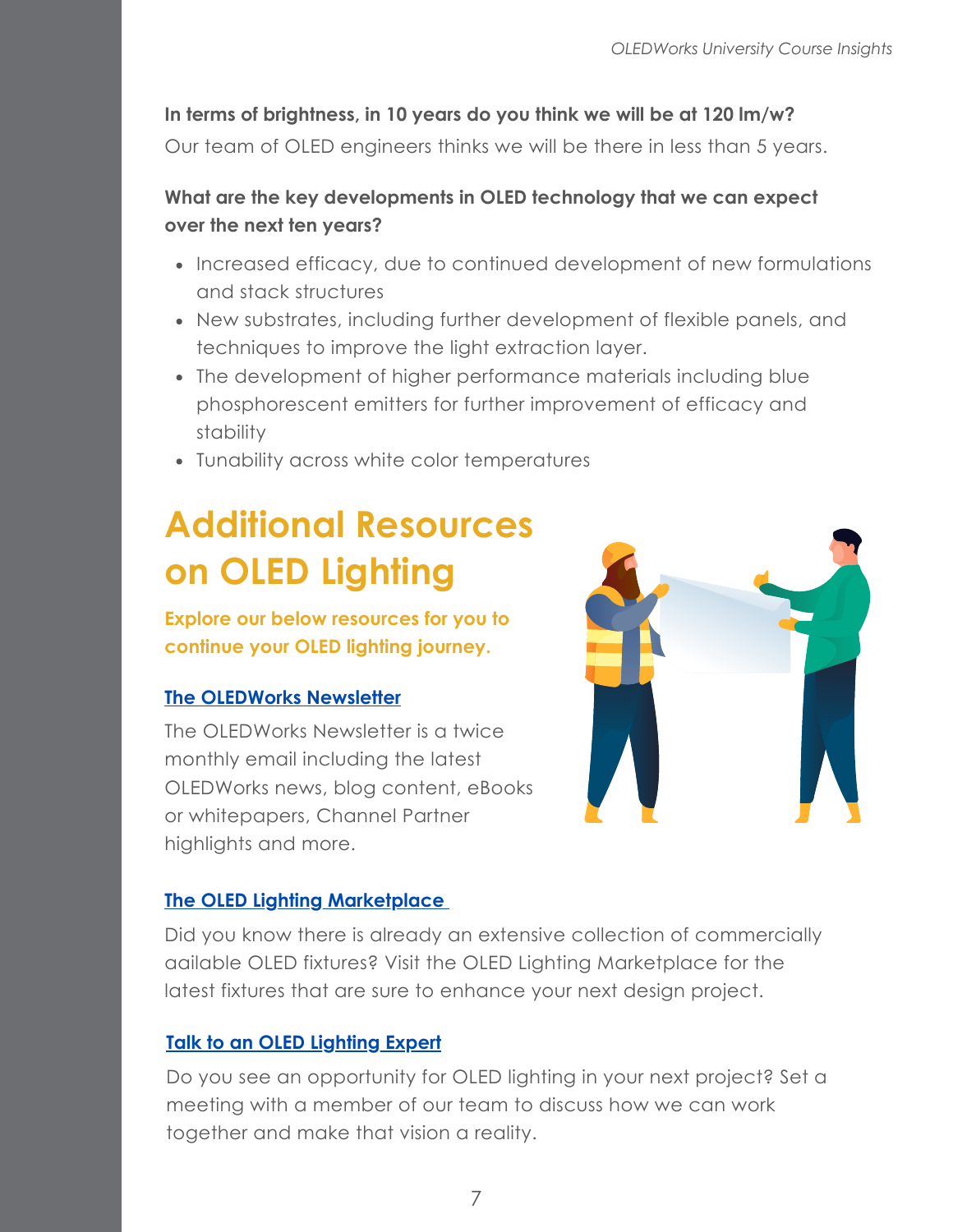**In terms of brightness, in 10 years do you think we will be at 120 lm/w?**

Our team of OLED engineers thinks we will be there in less than 5 years.

**What are the key developments in OLED technology that we can expect over the next ten years?**

- Increased efficacy, due to continued development of new formulations and stack structures
- New substrates, including further development of flexible panels, and techniques to improve the light extraction layer.
- The development of higher performance materials including blue phosphorescent emitters for further improvement of efficacy and stability
- Tunability across white color temperatures

# Additional Resources on OLED Lighting

**Explore our below resources for you to continue your OLED lighting journey.**

### The OLEDWorks Newsletter

The OLEDWorks Newsletter is a twice monthly email including the latest OLEDWorks news, blog content, eBooks or whitepapers, Channel Partner highlights and more.

### The OLED Lighting Marketplace

Did you know there is already an extensive collection of commercially aailable OLED fixtures? Visit the OLED Lighting Marketplace for the latest fixtures that are sure to enhance your next design project.

### Talk to an OLED Lighting Expert

Do you see an opportunity for OLED lighting in your next project? Set a meeting with a member of our team to discuss how we can work together and make that vision a reality.